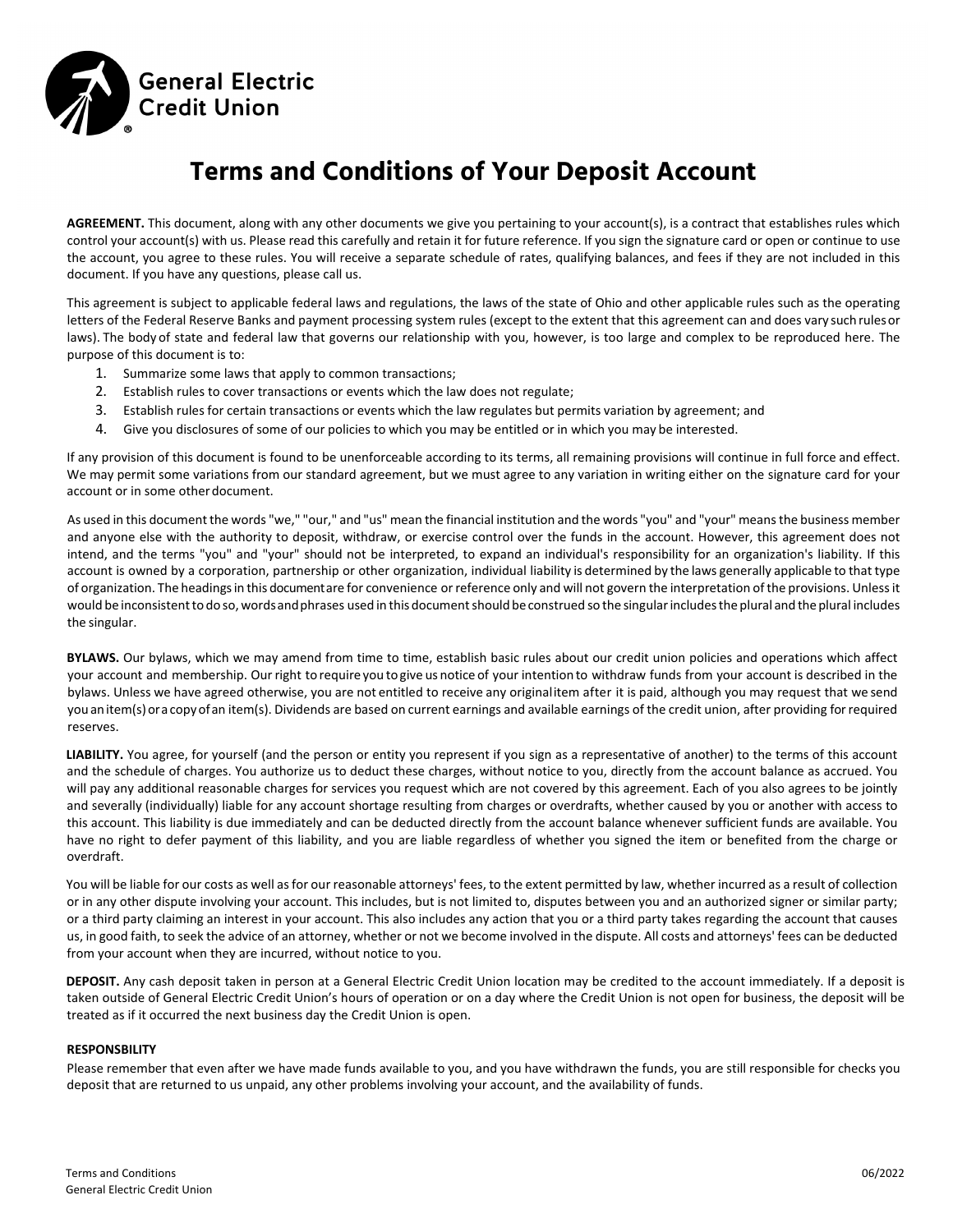General Electric Credit Union

# Terms and Conditions of Your Deposit Account

**AGREEMENT.** This document, along with any other documents we give you pertaining to your account(s), is a contract that establishes rules which control your account(s) with us. Please read this carefully and retain it for future reference. If you sign the signature card or open or continue to use the account, you agree to these rules. You will receive a separate schedule of rates, qualifying balances, and fees if they are not included in this document. If you have any questions, please call us.

This agreement is subject to applicable federal laws and regulations, the laws of the state of Ohio and other applicable rules such as the operating letters of the Federal Reserve Banks and payment processing system rules (except to the extent that this agreement can and does vary such rules or laws). The body of state and federal law that governs our relationship with you, however, is too large and complex to be reproduced here. The purpose of this document is to:

1. Summarize some laws that apply to common transactions;
2. Establish rules to cover transactions or events which the law does not regulate;
3. Establish rules for certain transactions or events which the law regulates but permits variation by agreement; and
4. Give you disclosures of some of our policies to which you may be entitled or in which you may be interested.

If any provision of this document is found to be unenforceable according to its terms, all remaining provisions will continue in full force and effect. We may permit some variations from our standard agreement, but we must agree to any variation in writing either on the signature card for your account or in some other document.

As used in this document the words "we," "our," and "us" mean the financial institution and the words "you" and "your" means the business member and anyone else with the authority to deposit, withdraw, or exercise control over the funds in the account. However, this agreement does not intend, and the terms "you" and "your" should not be interpreted, to expand an individual's responsibility for an organization's liability. If this account is owned by a corporation, partnership or other organization, individual liability is determined by the laws generally applicable to that type of organization. The headings in this document are for convenience or reference only and will not govern the interpretation of the provisions. Unless it would be inconsistent to do so, words and phrases used in this document should be construed so the singular includes the plural and the plural includes the singular.

**BYLAWS.** Our bylaws, which we may amend from time to time, establish basic rules about our credit union policies and operations which affect your account and membership. Our right to require you to give us notice of your intention to withdraw funds from your account is described in the bylaws. Unless we have agreed otherwise, you are not entitled to receive any original item after it is paid, although you may request that we send you an item(s) or a copy of an item(s). Dividends are based on current earnings and available earnings of the credit union, after providing for required reserves.

**LIABILITY.** You agree, for yourself (and the person or entity you represent if you sign as a representative of another) to the terms of this account and the schedule of charges. You authorize us to deduct these charges, without notice to you, directly from the account balance as accrued. You will pay any additional reasonable charges for services you request which are not covered by this agreement. Each of you also agrees to be jointly and severally (individually) liable for any account shortage resulting from charges or overdrafts, whether caused by you or another with access to this account. This liability is due immediately and can be deducted directly from the account balance whenever sufficient funds are available. You have no right to defer payment of this liability, and you are liable regardless of whether you signed the item or benefited from the charge or overdraft.

You will be liable for our costs as well as for our reasonable attorneys' fees, to the extent permitted by law, whether incurred as a result of collection or in any other dispute involving your account. This includes, but is not limited to, disputes between you and an authorized signer or similar party; or a third party claiming an interest in your account. This also includes any action that you or a third party takes regarding the account that causes us, in good faith, to seek the advice of an attorney, whether or not we become involved in the dispute. All costs and attorneys' fees can be deducted from your account when they are incurred, without notice to you.

**DEPOSIT.** Any cash deposit taken in person at a General Electric Credit Union location may be credited to the account immediately. If a deposit is taken outside of General Electric Credit Union's hours of operation or on a day where the Credit Union is not open for business, the deposit will be treated as if it occurred the next business day the Credit Union is open.

**RESPONSBILITY**

Please remember that even after we have made funds available to you, and you have withdrawn the funds, you are still responsible for checks you deposit that are returned to us unpaid, any other problems involving your account, and the availability of funds.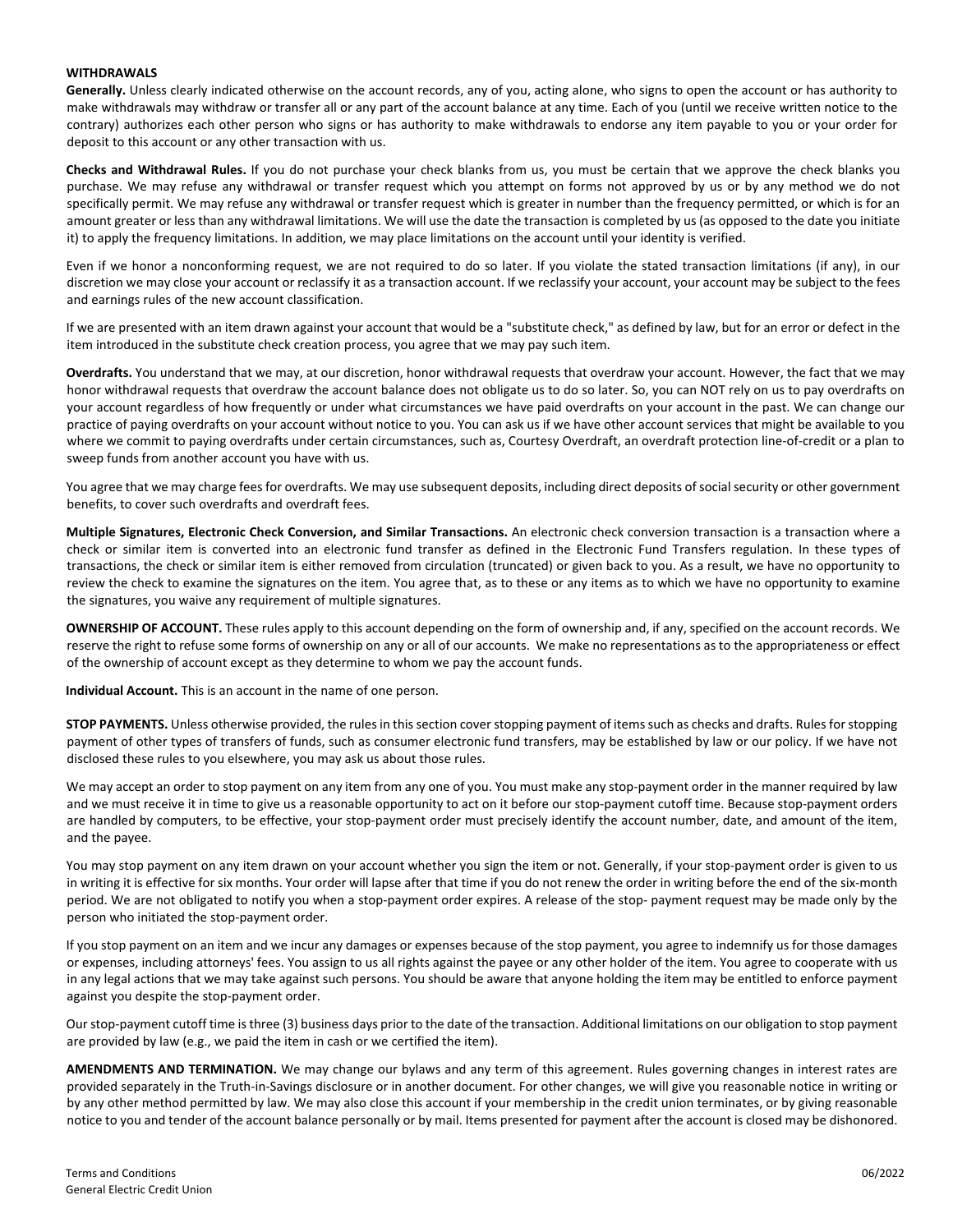**WITHDRAWALS**

**Generally.** Unless clearly indicated otherwise on the account records, any of you, acting alone, who signs to open the account or has authority to make withdrawals may withdraw or transfer all or any part of the account balance at any time. Each of you (until we receive written notice to the contrary) authorizes each other person who signs or has authority to make withdrawals to endorse any item payable to you or your order for deposit to this account or any other transaction with us.

**Checks and Withdrawal Rules.** If you do not purchase your check blanks from us, you must be certain that we approve the check blanks you purchase. We may refuse any withdrawal or transfer request which you attempt on forms not approved by us or by any method we do not specifically permit. We may refuse any withdrawal or transfer request which is greater in number than the frequency permitted, or which is for an amount greater or less than any withdrawal limitations. We will use the date the transaction is completed by us (as opposed to the date you initiate it) to apply the frequency limitations. In addition, we may place limitations on the account until your identity is verified.

Even if we honor a nonconforming request, we are not required to do so later. If you violate the stated transaction limitations (if any), in our discretion we may close your account or reclassify it as a transaction account. If we reclassify your account, your account may be subject to the fees and earnings rules of the new account classification.

If we are presented with an item drawn against your account that would be a "substitute check," as defined by law, but for an error or defect in the item introduced in the substitute check creation process, you agree that we may pay such item.

**Overdrafts.** You understand that we may, at our discretion, honor withdrawal requests that overdraw your account. However, the fact that we may honor withdrawal requests that overdraw the account balance does not obligate us to do so later. So, you can NOT rely on us to pay overdrafts on your account regardless of how frequently or under what circumstances we have paid overdrafts on your account in the past. We can change our practice of paying overdrafts on your account without notice to you. You can ask us if we have other account services that might be available to you where we commit to paying overdrafts under certain circumstances, such as, Courtesy Overdraft, an overdraft protection line-of-credit or a plan to sweep funds from another account you have with us.

You agree that we may charge fees for overdrafts. We may use subsequent deposits, including direct deposits of social security or other government benefits, to cover such overdrafts and overdraft fees.

**Multiple Signatures, Electronic Check Conversion, and Similar Transactions.** An electronic check conversion transaction is a transaction where a check or similar item is converted into an electronic fund transfer as defined in the Electronic Fund Transfers regulation. In these types of transactions, the check or similar item is either removed from circulation (truncated) or given back to you. As a result, we have no opportunity to review the check to examine the signatures on the item. You agree that, as to these or any items as to which we have no opportunity to examine the signatures, you waive any requirement of multiple signatures.

**OWNERSHIP OF ACCOUNT.** These rules apply to this account depending on the form of ownership and, if any, specified on the account records. We reserve the right to refuse some forms of ownership on any or all of our accounts. We make no representations as to the appropriateness or effect of the ownership of account except as they determine to whom we pay the account funds.

**Individual Account.** This is an account in the name of one person.

**STOP PAYMENTS.** Unless otherwise provided, the rules in this section cover stopping payment of items such as checks and drafts. Rules for stopping payment of other types of transfers of funds, such as consumer electronic fund transfers, may be established by law or our policy. If we have not disclosed these rules to you elsewhere, you may ask us about those rules.

We may accept an order to stop payment on any item from any one of you. You must make any stop-payment order in the manner required by law and we must receive it in time to give us a reasonable opportunity to act on it before our stop-payment cutoff time. Because stop-payment orders are handled by computers, to be effective, your stop-payment order must precisely identify the account number, date, and amount of the item, and the payee.

You may stop payment on any item drawn on your account whether you sign the item or not. Generally, if your stop-payment order is given to us in writing it is effective for six months. Your order will lapse after that time if you do not renew the order in writing before the end of the six-month period. We are not obligated to notify you when a stop-payment order expires. A release of the stop- payment request may be made only by the person who initiated the stop-payment order.

If you stop payment on an item and we incur any damages or expenses because of the stop payment, you agree to indemnify us for those damages or expenses, including attorneys' fees. You assign to us all rights against the payee or any other holder of the item. You agree to cooperate with us in any legal actions that we may take against such persons. You should be aware that anyone holding the item may be entitled to enforce payment against you despite the stop-payment order.

Our stop-payment cutoff time is three (3) business days prior to the date of the transaction. Additional limitations on our obligation to stop payment are provided by law (e.g., we paid the item in cash or we certified the item).

**AMENDMENTS AND TERMINATION.** We may change our bylaws and any term of this agreement. Rules governing changes in interest rates are provided separately in the Truth-in-Savings disclosure or in another document. For other changes, we will give you reasonable notice in writing or by any other method permitted by law. We may also close this account if your membership in the credit union terminates, or by giving reasonable notice to you and tender of the account balance personally or by mail. Items presented for payment after the account is closed may be dishonored.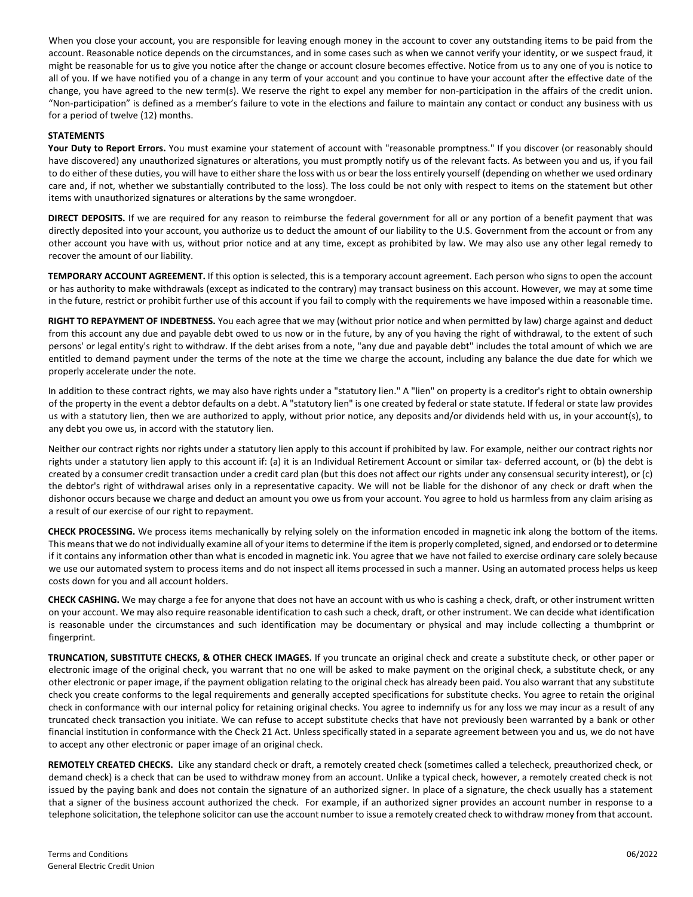When you close your account, you are responsible for leaving enough money in the account to cover any outstanding items to be paid from the account. Reasonable notice depends on the circumstances, and in some cases such as when we cannot verify your identity, or we suspect fraud, it might be reasonable for us to give you notice after the change or account closure becomes effective. Notice from us to any one of you is notice to all of you. If we have notified you of a change in any term of your account and you continue to have your account after the effective date of the change, you have agreed to the new term(s). We reserve the right to expel any member for non-participation in the affairs of the credit union. "Non-participation" is defined as a member's failure to vote in the elections and failure to maintain any contact or conduct any business with us for a period of twelve (12) months.

**STATEMENTS**

**Your Duty to Report Errors.** You must examine your statement of account with "reasonable promptness." If you discover (or reasonably should have discovered) any unauthorized signatures or alterations, you must promptly notify us of the relevant facts. As between you and us, if you fail to do either of these duties, you will have to either share the loss with us or bear the loss entirely yourself (depending on whether we used ordinary care and, if not, whether we substantially contributed to the loss). The loss could be not only with respect to items on the statement but other items with unauthorized signatures or alterations by the same wrongdoer.

**DIRECT DEPOSITS.** If we are required for any reason to reimburse the federal government for all or any portion of a benefit payment that was directly deposited into your account, you authorize us to deduct the amount of our liability to the U.S. Government from the account or from any other account you have with us, without prior notice and at any time, except as prohibited by law. We may also use any other legal remedy to recover the amount of our liability.

**TEMPORARY ACCOUNT AGREEMENT.** If this option is selected, this is a temporary account agreement. Each person who signs to open the account or has authority to make withdrawals (except as indicated to the contrary) may transact business on this account. However, we may at some time in the future, restrict or prohibit further use of this account if you fail to comply with the requirements we have imposed within a reasonable time.

**RIGHT TO REPAYMENT OF INDEBTNESS.** You each agree that we may (without prior notice and when permitted by law) charge against and deduct from this account any due and payable debt owed to us now or in the future, by any of you having the right of withdrawal, to the extent of such persons' or legal entity's right to withdraw. If the debt arises from a note, "any due and payable debt" includes the total amount of which we are entitled to demand payment under the terms of the note at the time we charge the account, including any balance the due date for which we properly accelerate under the note.

In addition to these contract rights, we may also have rights under a "statutory lien." A "lien" on property is a creditor's right to obtain ownership of the property in the event a debtor defaults on a debt. A "statutory lien" is one created by federal or state statute. If federal or state law provides us with a statutory lien, then we are authorized to apply, without prior notice, any deposits and/or dividends held with us, in your account(s), to any debt you owe us, in accord with the statutory lien.

Neither our contract rights nor rights under a statutory lien apply to this account if prohibited by law. For example, neither our contract rights nor rights under a statutory lien apply to this account if: (a) it is an Individual Retirement Account or similar tax- deferred account, or (b) the debt is created by a consumer credit transaction under a credit card plan (but this does not affect our rights under any consensual security interest), or (c) the debtor's right of withdrawal arises only in a representative capacity. We will not be liable for the dishonor of any check or draft when the dishonor occurs because we charge and deduct an amount you owe us from your account. You agree to hold us harmless from any claim arising as a result of our exercise of our right to repayment.

**CHECK PROCESSING.** We process items mechanically by relying solely on the information encoded in magnetic ink along the bottom of the items. This means that we do not individually examine all of your items to determine if the item is properly completed, signed, and endorsed or to determine if it contains any information other than what is encoded in magnetic ink. You agree that we have not failed to exercise ordinary care solely because we use our automated system to process items and do not inspect all items processed in such a manner. Using an automated process helps us keep costs down for you and all account holders.

**CHECK CASHING.** We may charge a fee for anyone that does not have an account with us who is cashing a check, draft, or other instrument written on your account. We may also require reasonable identification to cash such a check, draft, or other instrument. We can decide what identification is reasonable under the circumstances and such identification may be documentary or physical and may include collecting a thumbprint or fingerprint.

**TRUNCATION, SUBSTITUTE CHECKS, & OTHER CHECK IMAGES.** If you truncate an original check and create a substitute check, or other paper or electronic image of the original check, you warrant that no one will be asked to make payment on the original check, a substitute check, or any other electronic or paper image, if the payment obligation relating to the original check has already been paid. You also warrant that any substitute check you create conforms to the legal requirements and generally accepted specifications for substitute checks. You agree to retain the original check in conformance with our internal policy for retaining original checks. You agree to indemnify us for any loss we may incur as a result of any truncated check transaction you initiate. We can refuse to accept substitute checks that have not previously been warranted by a bank or other financial institution in conformance with the Check 21 Act. Unless specifically stated in a separate agreement between you and us, we do not have to accept any other electronic or paper image of an original check.

**REMOTELY CREATED CHECKS.** Like any standard check or draft, a remotely created check (sometimes called a telecheck, preauthorized check, or demand check) is a check that can be used to withdraw money from an account. Unlike a typical check, however, a remotely created check is not issued by the paying bank and does not contain the signature of an authorized signer. In place of a signature, the check usually has a statement that a signer of the business account authorized the check. For example, if an authorized signer provides an account number in response to a telephone solicitation, the telephone solicitor can use the account number to issue a remotely created check to withdraw money from that account.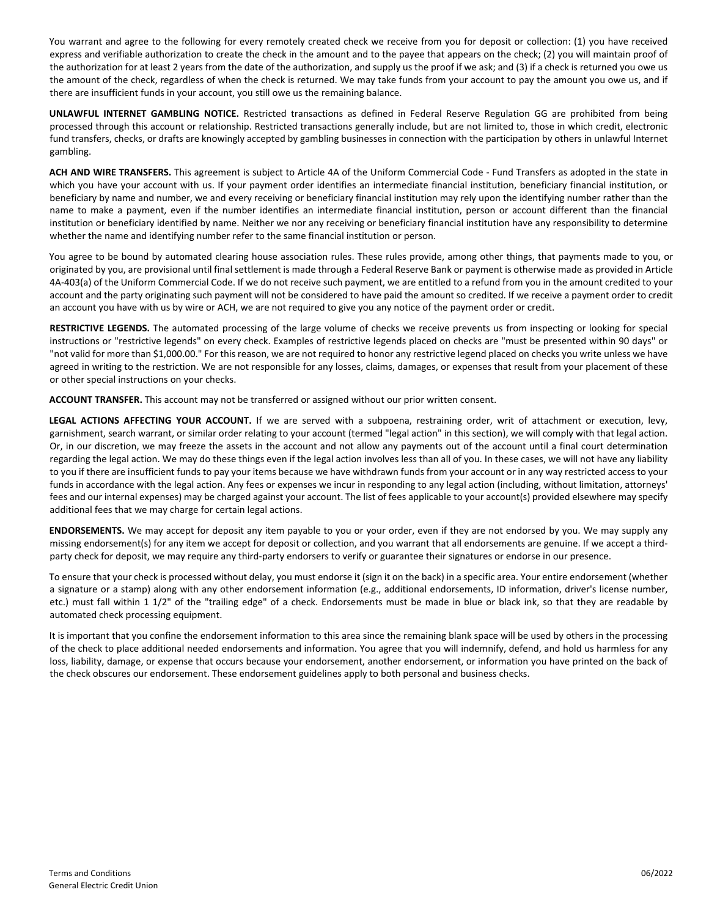You warrant and agree to the following for every remotely created check we receive from you for deposit or collection: (1) you have received express and verifiable authorization to create the check in the amount and to the payee that appears on the check; (2) you will maintain proof of the authorization for at least 2 years from the date of the authorization, and supply us the proof if we ask; and (3) if a check is returned you owe us the amount of the check, regardless of when the check is returned. We may take funds from your account to pay the amount you owe us, and if there are insufficient funds in your account, you still owe us the remaining balance.

**UNLAWFUL INTERNET GAMBLING NOTICE.** Restricted transactions as defined in Federal Reserve Regulation GG are prohibited from being processed through this account or relationship. Restricted transactions generally include, but are not limited to, those in which credit, electronic fund transfers, checks, or drafts are knowingly accepted by gambling businesses in connection with the participation by others in unlawful Internet gambling.

**ACH AND WIRE TRANSFERS.** This agreement is subject to Article 4A of the Uniform Commercial Code - Fund Transfers as adopted in the state in which you have your account with us. If your payment order identifies an intermediate financial institution, beneficiary financial institution, or beneficiary by name and number, we and every receiving or beneficiary financial institution may rely upon the identifying number rather than the name to make a payment, even if the number identifies an intermediate financial institution, person or account different than the financial institution or beneficiary identified by name. Neither we nor any receiving or beneficiary financial institution have any responsibility to determine whether the name and identifying number refer to the same financial institution or person.

You agree to be bound by automated clearing house association rules. These rules provide, among other things, that payments made to you, or originated by you, are provisional until final settlement is made through a Federal Reserve Bank or payment is otherwise made as provided in Article 4A-403(a) of the Uniform Commercial Code. If we do not receive such payment, we are entitled to a refund from you in the amount credited to your account and the party originating such payment will not be considered to have paid the amount so credited. If we receive a payment order to credit an account you have with us by wire or ACH, we are not required to give you any notice of the payment order or credit.

**RESTRICTIVE LEGENDS.** The automated processing of the large volume of checks we receive prevents us from inspecting or looking for special instructions or "restrictive legends" on every check. Examples of restrictive legends placed on checks are "must be presented within 90 days" or "not valid for more than $1,000.00." For this reason, we are not required to honor any restrictive legend placed on checks you write unless we have agreed in writing to the restriction. We are not responsible for any losses, claims, damages, or expenses that result from your placement of these or other special instructions on your checks.

**ACCOUNT TRANSFER.** This account may not be transferred or assigned without our prior written consent.

**LEGAL ACTIONS AFFECTING YOUR ACCOUNT.** If we are served with a subpoena, restraining order, writ of attachment or execution, levy, garnishment, search warrant, or similar order relating to your account (termed "legal action" in this section), we will comply with that legal action. Or, in our discretion, we may freeze the assets in the account and not allow any payments out of the account until a final court determination regarding the legal action. We may do these things even if the legal action involves less than all of you. In these cases, we will not have any liability to you if there are insufficient funds to pay your items because we have withdrawn funds from your account or in any way restricted access to your funds in accordance with the legal action. Any fees or expenses we incur in responding to any legal action (including, without limitation, attorneys' fees and our internal expenses) may be charged against your account. The list of fees applicable to your account(s) provided elsewhere may specify additional fees that we may charge for certain legal actions.

**ENDORSEMENTS.** We may accept for deposit any item payable to you or your order, even if they are not endorsed by you. We may supply any missing endorsement(s) for any item we accept for deposit or collection, and you warrant that all endorsements are genuine. If we accept a third-party check for deposit, we may require any third-party endorsers to verify or guarantee their signatures or endorse in our presence.

To ensure that your check is processed without delay, you must endorse it (sign it on the back) in a specific area. Your entire endorsement (whether a signature or a stamp) along with any other endorsement information (e.g., additional endorsements, ID information, driver's license number, etc.) must fall within 1 1/2" of the "trailing edge" of a check. Endorsements must be made in blue or black ink, so that they are readable by automated check processing equipment.

It is important that you confine the endorsement information to this area since the remaining blank space will be used by others in the processing of the check to place additional needed endorsements and information. You agree that you will indemnify, defend, and hold us harmless for any loss, liability, damage, or expense that occurs because your endorsement, another endorsement, or information you have printed on the back of the check obscures our endorsement. These endorsement guidelines apply to both personal and business checks.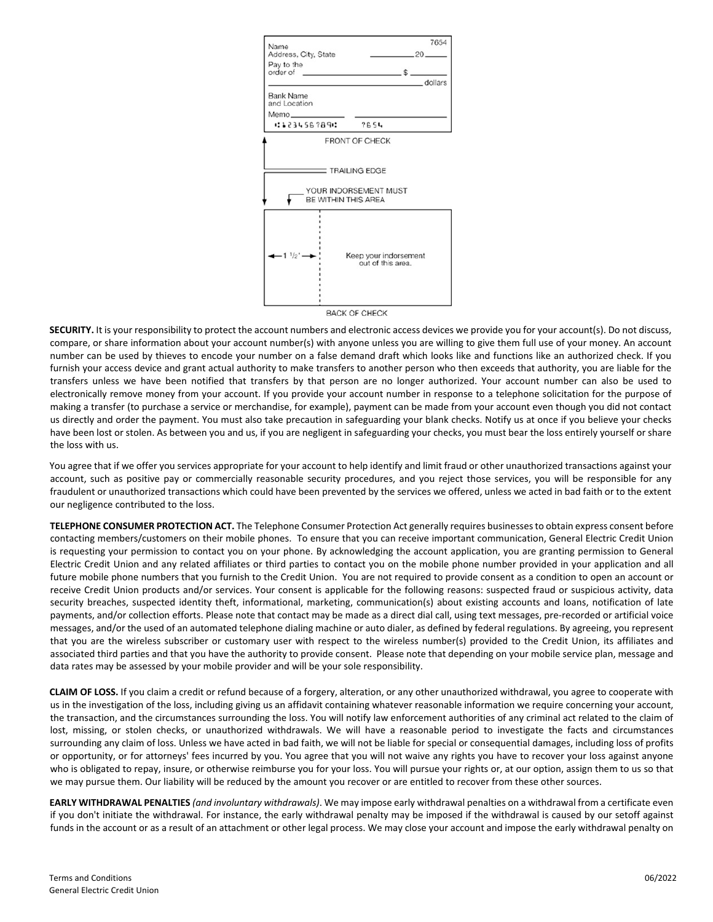**SECURITY.** It is your responsibility to protect the account numbers and electronic access devices we provide you for your account(s). Do not discuss, compare, or share information about your account number(s) with anyone unless you are willing to give them full use of your money. An account number can be used by thieves to encode your number on a false demand draft which looks like and functions like an authorized check. If you furnish your access device and grant actual authority to make transfers to another person who then exceeds that authority, you are liable for the transfers unless we have been notified that transfers by that person are no longer authorized. Your account number can also be used to electronically remove money from your account. If you provide your account number in response to a telephone solicitation for the purpose of making a transfer (to purchase a service or merchandise, for example), payment can be made from your account even though you did not contact us directly and order the payment. You must also take precaution in safeguarding your blank checks. Notify us at once if you believe your checks have been lost or stolen. As between you and us, if you are negligent in safeguarding your checks, you must bear the loss entirely yourself or share the loss with us.

You agree that if we offer you services appropriate for your account to help identify and limit fraud or other unauthorized transactions against your account, such as positive pay or commercially reasonable security procedures, and you reject those services, you will be responsible for any fraudulent or unauthorized transactions which could have been prevented by the services we offered, unless we acted in bad faith or to the extent our negligence contributed to the loss.

**TELEPHONE CONSUMER PROTECTION ACT.** The Telephone Consumer Protection Act generally requires businesses to obtain express consent before contacting members/customers on their mobile phones. To ensure that you can receive important communication, General Electric Credit Union is requesting your permission to contact you on your phone. By acknowledging the account application, you are granting permission to General Electric Credit Union and any related affiliates or third parties to contact you on the mobile phone number provided in your application and all future mobile phone numbers that you furnish to the Credit Union. You are not required to provide consent as a condition to open an account or receive Credit Union products and/or services. Your consent is applicable for the following reasons: suspected fraud or suspicious activity, data security breaches, suspected identity theft, informational, marketing, communication(s) about existing accounts and loans, notification of late payments, and/or collection efforts. Please note that contact may be made as a direct dial call, using text messages, pre-recorded or artificial voice messages, and/or the used of an automated telephone dialing machine or auto dialer, as defined by federal regulations. By agreeing, you represent that you are the wireless subscriber or customary user with respect to the wireless number(s) provided to the Credit Union, its affiliates and associated third parties and that you have the authority to provide consent. Please note that depending on your mobile service plan, message and data rates may be assessed by your mobile provider and will be your sole responsibility.

**CLAIM OF LOSS.** If you claim a credit or refund because of a forgery, alteration, or any other unauthorized withdrawal, you agree to cooperate with us in the investigation of the loss, including giving us an affidavit containing whatever reasonable information we require concerning your account, the transaction, and the circumstances surrounding the loss. You will notify law enforcement authorities of any criminal act related to the claim of lost, missing, or stolen checks, or unauthorized withdrawals. We will have a reasonable period to investigate the facts and circumstances surrounding any claim of loss. Unless we have acted in bad faith, we will not be liable for special or consequential damages, including loss of profits or opportunity, or for attorneys' fees incurred by you. You agree that you will not waive any rights you have to recover your loss against anyone who is obligated to repay, insure, or otherwise reimburse you for your loss. You will pursue your rights or, at our option, assign them to us so that we may pursue them. Our liability will be reduced by the amount you recover or are entitled to recover from these other sources.

**EARLY WITHDRAWAL PENALTIES** *(and involuntary withdrawals)*. We may impose early withdrawal penalties on a withdrawal from a certificate even if you don't initiate the withdrawal. For instance, the early withdrawal penalty may be imposed if the withdrawal is caused by our setoff against funds in the account or as a result of an attachment or other legal process. We may close your account and impose the early withdrawal penalty on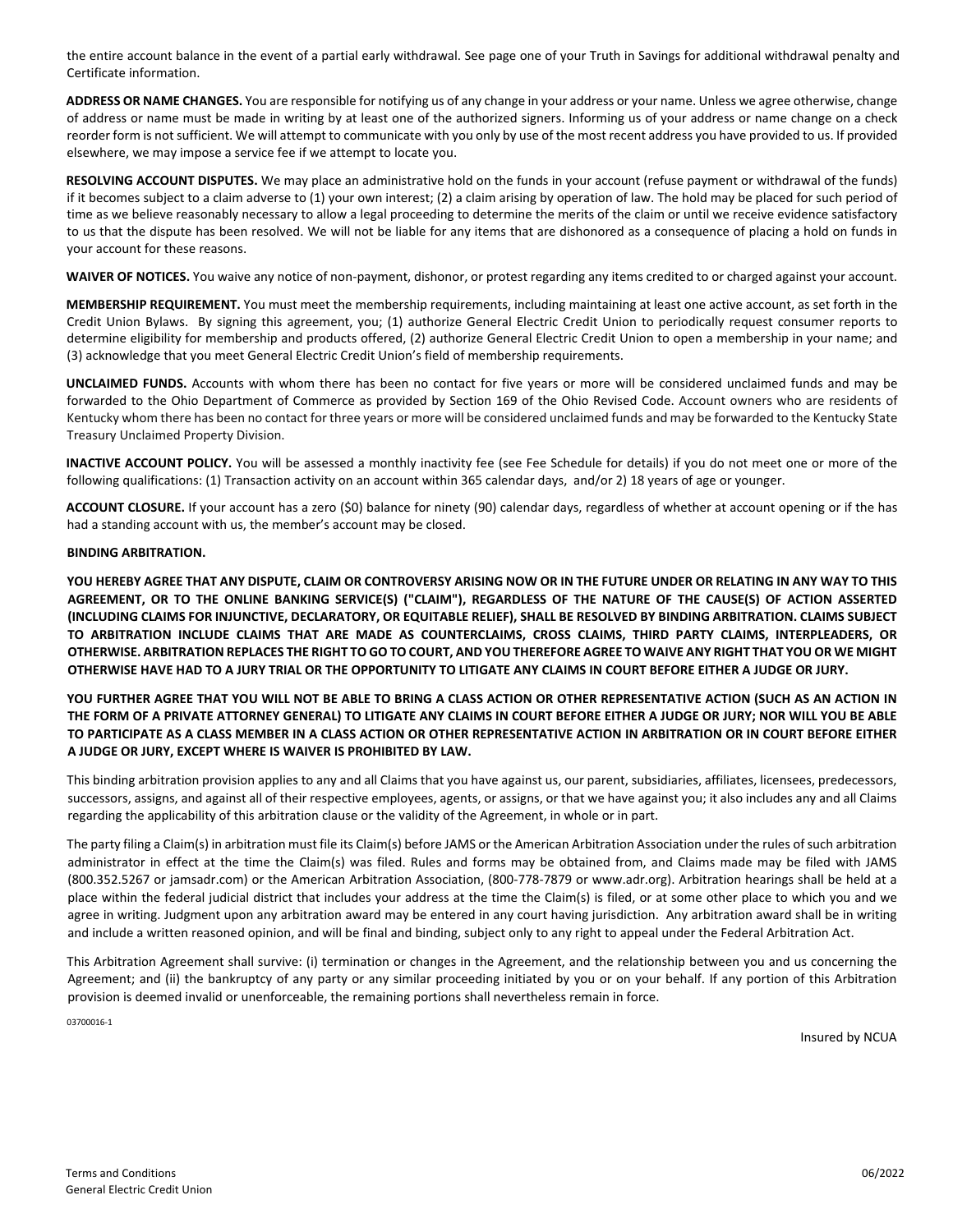the entire account balance in the event of a partial early withdrawal. See page one of your Truth in Savings for additional withdrawal penalty and Certificate information.

**ADDRESS OR NAME CHANGES.** You are responsible for notifying us of any change in your address or your name. Unless we agree otherwise, change of address or name must be made in writing by at least one of the authorized signers. Informing us of your address or name change on a check reorder form is not sufficient. We will attempt to communicate with you only by use of the most recent address you have provided to us. If provided elsewhere, we may impose a service fee if we attempt to locate you.

**RESOLVING ACCOUNT DISPUTES.** We may place an administrative hold on the funds in your account (refuse payment or withdrawal of the funds) if it becomes subject to a claim adverse to (1) your own interest; (2) a claim arising by operation of law. The hold may be placed for such period of time as we believe reasonably necessary to allow a legal proceeding to determine the merits of the claim or until we receive evidence satisfactory to us that the dispute has been resolved. We will not be liable for any items that are dishonored as a consequence of placing a hold on funds in your account for these reasons.

**WAIVER OF NOTICES.** You waive any notice of non-payment, dishonor, or protest regarding any items credited to or charged against your account.

**MEMBERSHIP REQUIREMENT.** You must meet the membership requirements, including maintaining at least one active account, as set forth in the Credit Union Bylaws. By signing this agreement, you; (1) authorize General Electric Credit Union to periodically request consumer reports to determine eligibility for membership and products offered, (2) authorize General Electric Credit Union to open a membership in your name; and (3) acknowledge that you meet General Electric Credit Union's field of membership requirements.

**UNCLAIMED FUNDS.** Accounts with whom there has been no contact for five years or more will be considered unclaimed funds and may be forwarded to the Ohio Department of Commerce as provided by Section 169 of the Ohio Revised Code. Account owners who are residents of Kentucky whom there has been no contact for three years or more will be considered unclaimed funds and may be forwarded to the Kentucky State Treasury Unclaimed Property Division.

**INACTIVE ACCOUNT POLICY.** You will be assessed a monthly inactivity fee (see Fee Schedule for details) if you do not meet one or more of the following qualifications: (1) Transaction activity on an account within 365 calendar days, and/or 2) 18 years of age or younger.

**ACCOUNT CLOSURE.** If your account has a zero ($0) balance for ninety (90) calendar days, regardless of whether at account opening or if the has had a standing account with us, the member's account may be closed.

**BINDING ARBITRATION.**

**YOU HEREBY AGREE THAT ANY DISPUTE, CLAIM OR CONTROVERSY ARISING NOW OR IN THE FUTURE UNDER OR RELATING IN ANY WAY TO THIS AGREEMENT, OR TO THE ONLINE BANKING SERVICE(S) ("CLAIM"), REGARDLESS OF THE NATURE OF THE CAUSE(S) OF ACTION ASSERTED (INCLUDING CLAIMS FOR INJUNCTIVE, DECLARATORY, OR EQUITABLE RELIEF), SHALL BE RESOLVED BY BINDING ARBITRATION. CLAIMS SUBJECT TO ARBITRATION INCLUDE CLAIMS THAT ARE MADE AS COUNTERCLAIMS, CROSS CLAIMS, THIRD PARTY CLAIMS, INTERPLEADERS, OR OTHERWISE. ARBITRATION REPLACES THE RIGHT TO GO TO COURT, AND YOU THEREFORE AGREE TO WAIVE ANY RIGHT THAT YOU OR WE MIGHT OTHERWISE HAVE HAD TO A JURY TRIAL OR THE OPPORTUNITY TO LITIGATE ANY CLAIMS IN COURT BEFORE EITHER A JUDGE OR JURY.**

**YOU FURTHER AGREE THAT YOU WILL NOT BE ABLE TO BRING A CLASS ACTION OR OTHER REPRESENTATIVE ACTION (SUCH AS AN ACTION IN THE FORM OF A PRIVATE ATTORNEY GENERAL) TO LITIGATE ANY CLAIMS IN COURT BEFORE EITHER A JUDGE OR JURY; NOR WILL YOU BE ABLE TO PARTICIPATE AS A CLASS MEMBER IN A CLASS ACTION OR OTHER REPRESENTATIVE ACTION IN ARBITRATION OR IN COURT BEFORE EITHER A JUDGE OR JURY, EXCEPT WHERE IS WAIVER IS PROHIBITED BY LAW.**

This binding arbitration provision applies to any and all Claims that you have against us, our parent, subsidiaries, affiliates, licensees, predecessors, successors, assigns, and against all of their respective employees, agents, or assigns, or that we have against you; it also includes any and all Claims regarding the applicability of this arbitration clause or the validity of the Agreement, in whole or in part.

The party filing a Claim(s) in arbitration must file its Claim(s) before JAMS or the American Arbitration Association under the rules of such arbitration administrator in effect at the time the Claim(s) was filed. Rules and forms may be obtained from, and Claims made may be filed with JAMS (800.352.5267 or jamsadr.com) or the American Arbitration Association, (800-778-7879 or www.adr.org). Arbitration hearings shall be held at a place within the federal judicial district that includes your address at the time the Claim(s) is filed, or at some other place to which you and we agree in writing. Judgment upon any arbitration award may be entered in any court having jurisdiction. Any arbitration award shall be in writing and include a written reasoned opinion, and will be final and binding, subject only to any right to appeal under the Federal Arbitration Act.

This Arbitration Agreement shall survive: (i) termination or changes in the Agreement, and the relationship between you and us concerning the Agreement; and (ii) the bankruptcy of any party or any similar proceeding initiated by you or on your behalf. If any portion of this Arbitration provision is deemed invalid or unenforceable, the remaining portions shall nevertheless remain in force.

03700016-1

Insured by NCUA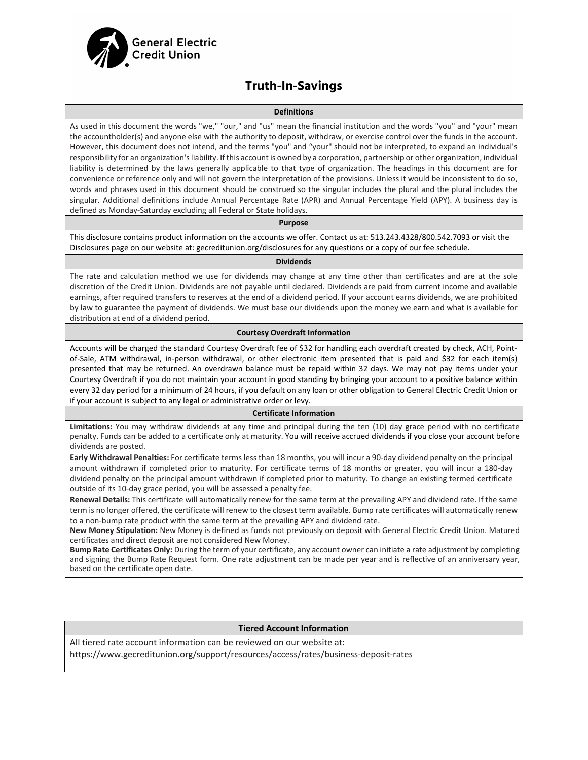**General Electric Credit Union**

# Truth-In-Savings

## Definitions

As used in this document the words "we," "our," and "us" mean the financial institution and the words "you" and "your" mean the accountholder(s) and anyone else with the authority to deposit, withdraw, or exercise control over the funds in the account. However, this document does not intend, and the terms "you" and "your" should not be interpreted, to expand an individual's responsibility for an organization's liability. If this account is owned by a corporation, partnership or other organization, individual liability is determined by the laws generally applicable to that type of organization. The headings in this document are for convenience or reference only and will not govern the interpretation of the provisions. Unless it would be inconsistent to do so, words and phrases used in this document should be construed so the singular includes the plural and the plural includes the singular. Additional definitions include Annual Percentage Rate (APR) and Annual Percentage Yield (APY). A business day is defined as Monday-Saturday excluding all Federal or State holidays.

## Purpose

This disclosure contains product information on the accounts we offer. Contact us at: 513.243.4328/800.542.7093 or visit the Disclosures page on our website at: gecreditunion.org/disclosures for any questions or a copy of our fee schedule.

## Dividends

The rate and calculation method we use for dividends may change at any time other than certificates and are at the sole discretion of the Credit Union. Dividends are not payable until declared. Dividends are paid from current income and available earnings, after required transfers to reserves at the end of a dividend period. If your account earns dividends, we are prohibited by law to guarantee the payment of dividends. We must base our dividends upon the money we earn and what is available for distribution at end of a dividend period.

## Courtesy Overdraft Information

Accounts will be charged the standard Courtesy Overdraft fee of $32 for handling each overdraft created by check, ACH, Point-of-Sale, ATM withdrawal, in-person withdrawal, or other electronic item presented that is paid and $32 for each item(s) presented that may be returned. An overdrawn balance must be repaid within 32 days. We may not pay items under your Courtesy Overdraft if you do not maintain your account in good standing by bringing your account to a positive balance within every 32 day period for a minimum of 24 hours, if you default on any loan or other obligation to General Electric Credit Union or if your account is subject to any legal or administrative order or levy.

## Certificate Information

**Limitations:** You may withdraw dividends at any time and principal during the ten (10) day grace period with no certificate penalty. Funds can be added to a certificate only at maturity. You will receive accrued dividends if you close your account before dividends are posted.

**Early Withdrawal Penalties:** For certificate terms less than 18 months, you will incur a 90-day dividend penalty on the principal amount withdrawn if completed prior to maturity. For certificate terms of 18 months or greater, you will incur a 180-day dividend penalty on the principal amount withdrawn if completed prior to maturity. To change an existing termed certificate outside of its 10-day grace period, you will be assessed a penalty fee.

**Renewal Details:** This certificate will automatically renew for the same term at the prevailing APY and dividend rate. If the same term is no longer offered, the certificate will renew to the closest term available. Bump rate certificates will automatically renew to a non-bump rate product with the same term at the prevailing APY and dividend rate.

**New Money Stipulation:** New Money is defined as funds not previously on deposit with General Electric Credit Union. Matured certificates and direct deposit are not considered New Money.

**Bump Rate Certificates Only:** During the term of your certificate, any account owner can initiate a rate adjustment by completing and signing the Bump Rate Request form. One rate adjustment can be made per year and is reflective of an anniversary year, based on the certificate open date.

## Tiered Account Information

All tiered rate account information can be reviewed on our website at:
https://www.gecreditunion.org/support/resources/access/rates/business-deposit-rates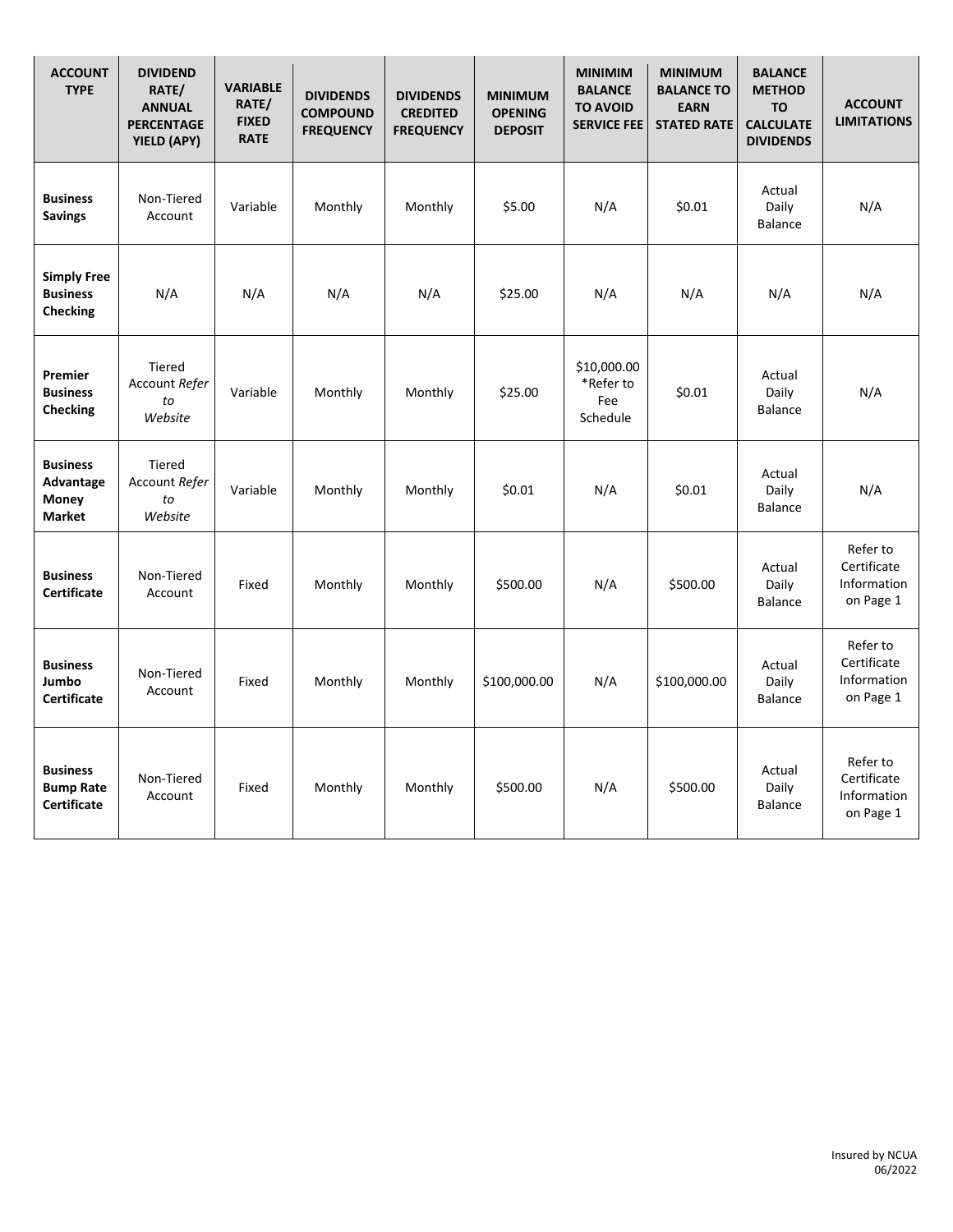| ACCOUNT TYPE | DIVIDEND RATE/ ANNUAL PERCENTAGE YIELD (APY) | VARIABLE RATE/ FIXED RATE | DIVIDENDS COMPOUND FREQUENCY | DIVIDENDS CREDITED FREQUENCY | MINIMUM OPENING DEPOSIT | MINIMIM BALANCE TO AVOID SERVICE FEE | MINIMUM BALANCE TO EARN STATED RATE | BALANCE METHOD TO CALCULATE DIVIDENDS | ACCOUNT LIMITATIONS |
|---|---|---|---|---|---|---|---|---|---|
| **Business Savings** | Non-Tiered Account | Variable | Monthly | Monthly | $5.00 | N/A | $0.01 | Actual Daily Balance | N/A |
| **Simply Free Business Checking** | N/A | N/A | N/A | N/A | $25.00 | N/A | N/A | N/A | N/A |
| **Premier Business Checking** | Tiered Account *Refer to Website* | Variable | Monthly | Monthly | $25.00 | $10,000.00 *Refer to Fee Schedule | $0.01 | Actual Daily Balance | N/A |
| **Business Advantage Money Market** | Tiered Account *Refer to Website* | Variable | Monthly | Monthly | $0.01 | N/A | $0.01 | Actual Daily Balance | N/A |
| **Business Certificate** | Non-Tiered Account | Fixed | Monthly | Monthly | $500.00 | N/A | $500.00 | Actual Daily Balance | Refer to Certificate Information on Page 1 |
| **Business Jumbo Certificate** | Non-Tiered Account | Fixed | Monthly | Monthly | $100,000.00 | N/A | $100,000.00 | Actual Daily Balance | Refer to Certificate Information on Page 1 |
| **Business Bump Rate Certificate** | Non-Tiered Account | Fixed | Monthly | Monthly | $500.00 | N/A | $500.00 | Actual Daily Balance | Refer to Certificate Information on Page 1 |

Insured by NCUA
06/2022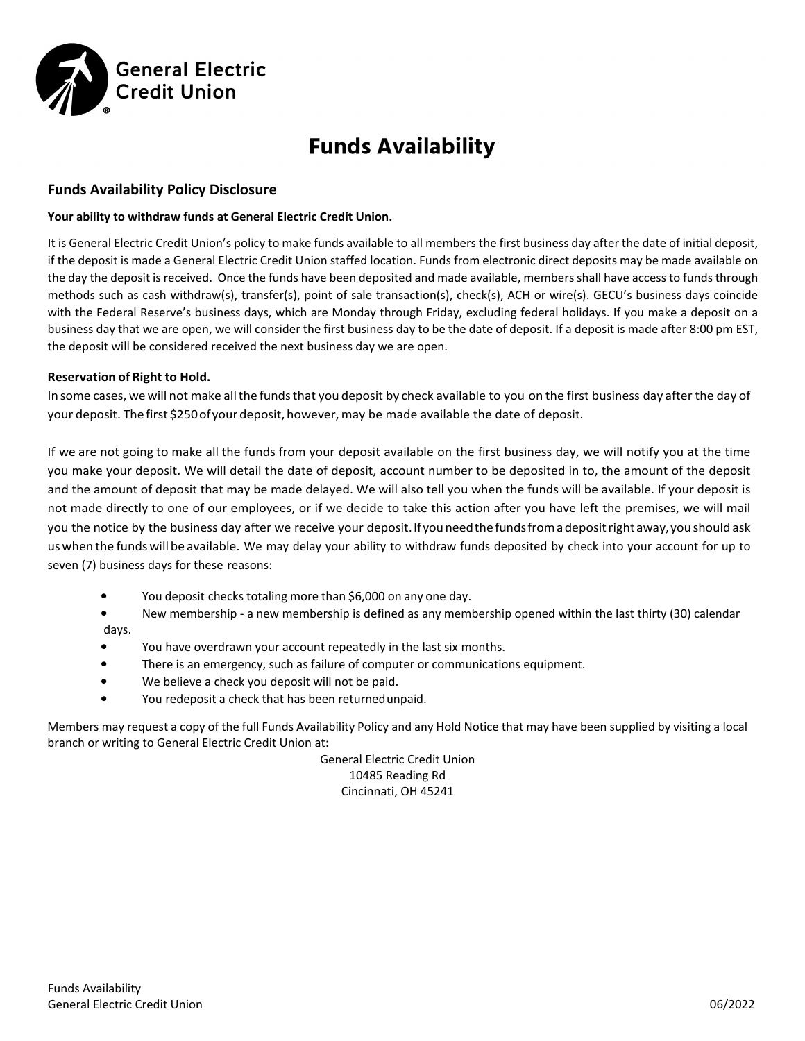# Funds Availability

## Funds Availability Policy Disclosure

**Your ability to withdraw funds at General Electric Credit Union.**

It is General Electric Credit Union's policy to make funds available to all members the first business day after the date of initial deposit, if the deposit is made a General Electric Credit Union staffed location. Funds from electronic direct deposits may be made available on the day the deposit is received. Once the funds have been deposited and made available, members shall have access to funds through methods such as cash withdraw(s), transfer(s), point of sale transaction(s), check(s), ACH or wire(s). GECU's business days coincide with the Federal Reserve's business days, which are Monday through Friday, excluding federal holidays. If you make a deposit on a business day that we are open, we will consider the first business day to be the date of deposit. If a deposit is made after 8:00 pm EST, the deposit will be considered received the next business day we are open.

**Reservation of Right to Hold.**

In some cases, we will not make all the funds that you deposit by check available to you on the first business day after the day of your deposit. The first $250 of your deposit, however, may be made available the date of deposit.

If we are not going to make all the funds from your deposit available on the first business day, we will notify you at the time you make your deposit. We will detail the date of deposit, account number to be deposited in to, the amount of the deposit and the amount of deposit that may be made delayed. We will also tell you when the funds will be available. If your deposit is not made directly to one of our employees, or if we decide to take this action after you have left the premises, we will mail you the notice by the business day after we receive your deposit. If you need the funds from a deposit right away, you should ask us when the funds will be available. We may delay your ability to withdraw funds deposited by check into your account for up to seven (7) business days for these reasons:

- You deposit checks totaling more than $6,000 on any one day.
- New membership - a new membership is defined as any membership opened within the last thirty (30) calendar days.
- You have overdrawn your account repeatedly in the last six months.
- There is an emergency, such as failure of computer or communications equipment.
- We believe a check you deposit will not be paid.
- You redeposit a check that has been returned unpaid.

Members may request a copy of the full Funds Availability Policy and any Hold Notice that may have been supplied by visiting a local branch or writing to General Electric Credit Union at:

General Electric Credit Union
10485 Reading Rd
Cincinnati, OH 45241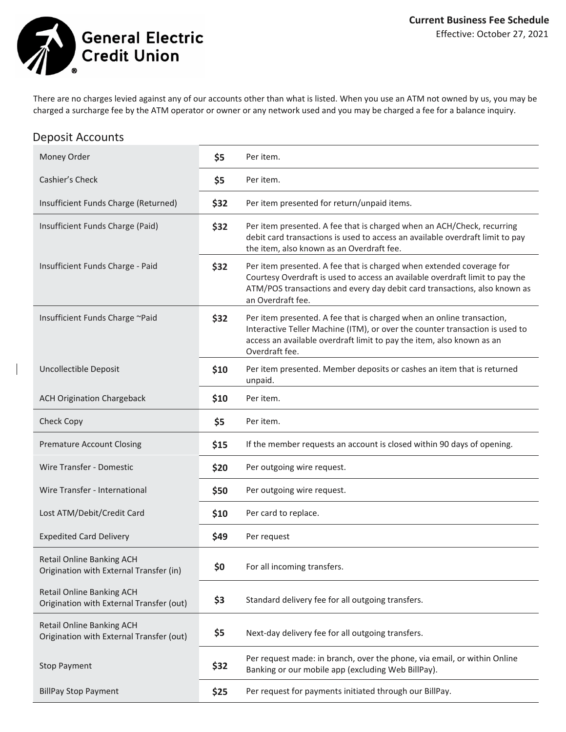# General Electric Credit Union

**Current Business Fee Schedule**
Effective: October 27, 2021

There are no charges levied against any of our accounts other than what is listed. When you use an ATM not owned by us, you may be charged a surcharge fee by the ATM operator or owner or any network used and you may be charged a fee for a balance inquiry.

## Deposit Accounts

| Fee | Amount | Description |
|---|---|---|
| Money Order | **$5** | Per item. |
| Cashier's Check | **$5** | Per item. |
| Insufficient Funds Charge (Returned) | **$32** | Per item presented for return/unpaid items. |
| Insufficient Funds Charge (Paid) | **$32** | Per item presented. A fee that is charged when an ACH/Check, recurring debit card transactions is used to access an available overdraft limit to pay the item, also known as an Overdraft fee. |
| Insufficient Funds Charge - Paid | **$32** | Per item presented. A fee that is charged when extended coverage for Courtesy Overdraft is used to access an available overdraft limit to pay the ATM/POS transactions and every day debit card transactions, also known as an Overdraft fee. |
| Insufficient Funds Charge ~Paid | **$32** | Per item presented. A fee that is charged when an online transaction, Interactive Teller Machine (ITM), or over the counter transaction is used to access an available overdraft limit to pay the item, also known as an Overdraft fee. |
| Uncollectible Deposit | **$10** | Per item presented. Member deposits or cashes an item that is returned unpaid. |
| ACH Origination Chargeback | **$10** | Per item. |
| Check Copy | **$5** | Per item. |
| Premature Account Closing | **$15** | If the member requests an account is closed within 90 days of opening. |
| Wire Transfer - Domestic | **$20** | Per outgoing wire request. |
| Wire Transfer - International | **$50** | Per outgoing wire request. |
| Lost ATM/Debit/Credit Card | **$10** | Per card to replace. |
| Expedited Card Delivery | **$49** | Per request |
| Retail Online Banking ACH Origination with External Transfer (in) | **$0** | For all incoming transfers. |
| Retail Online Banking ACH Origination with External Transfer (out) | **$3** | Standard delivery fee for all outgoing transfers. |
| Retail Online Banking ACH Origination with External Transfer (out) | **$5** | Next-day delivery fee for all outgoing transfers. |
| Stop Payment | **$32** | Per request made: in branch, over the phone, via email, or within Online Banking or our mobile app (excluding Web BillPay). |
| BillPay Stop Payment | **$25** | Per request for payments initiated through our BillPay. |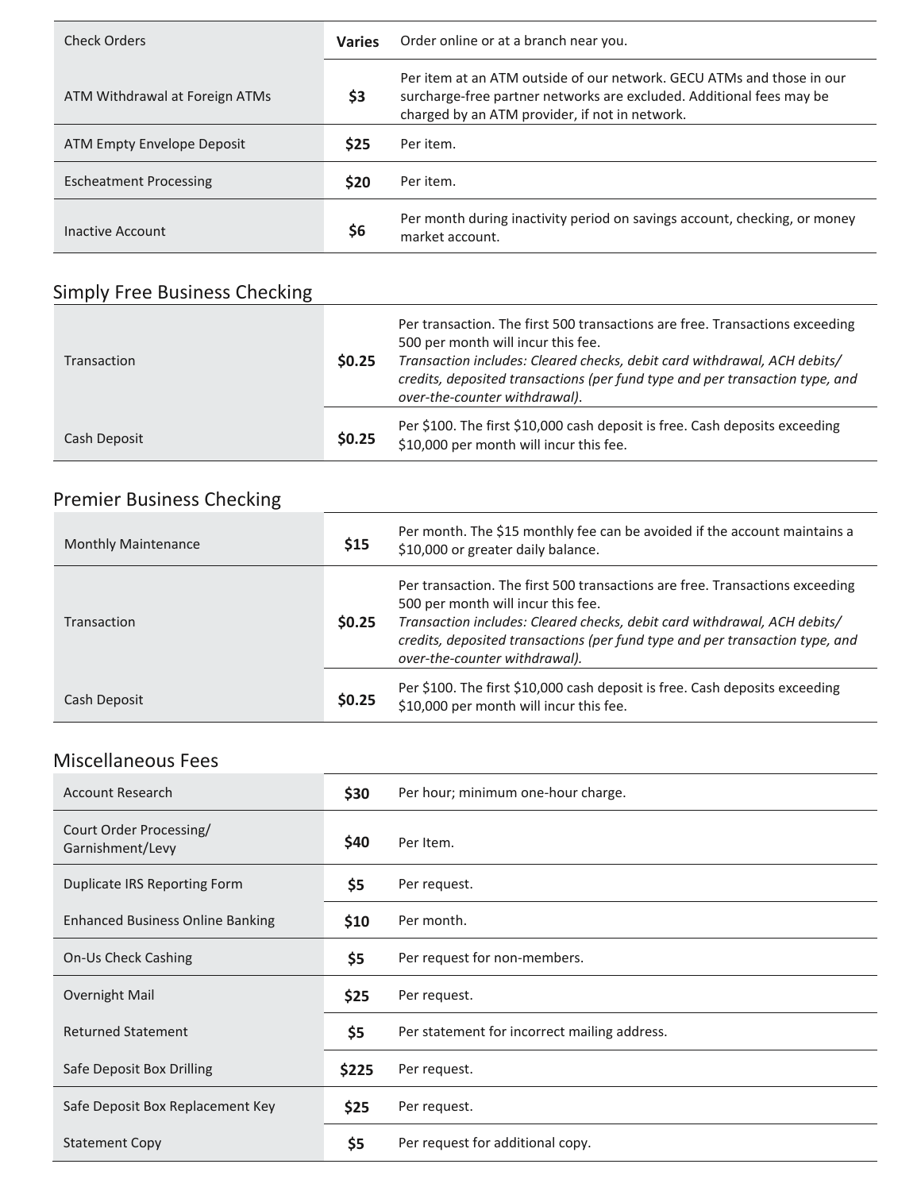| | | |
|---|---|---|
| Check Orders | **Varies** | Order online or at a branch near you. |
| ATM Withdrawal at Foreign ATMs | **$3** | Per item at an ATM outside of our network. GECU ATMs and those in our surcharge-free partner networks are excluded. Additional fees may be charged by an ATM provider, if not in network. |
| ATM Empty Envelope Deposit | **$25** | Per item. |
| Escheatment Processing | **$20** | Per item. |
| Inactive Account | **$6** | Per month during inactivity period on savings account, checking, or money market account. |

## Simply Free Business Checking

| | | |
|---|---|---|
| Transaction | **$0.25** | Per transaction. The first 500 transactions are free. Transactions exceeding 500 per month will incur this fee. *Transaction includes: Cleared checks, debit card withdrawal, ACH debits/credits, deposited transactions (per fund type and per transaction type, and over-the-counter withdrawal).* |
| Cash Deposit | **$0.25** | Per $100. The first $10,000 cash deposit is free. Cash deposits exceeding $10,000 per month will incur this fee. |

## Premier Business Checking

| | | |
|---|---|---|
| Monthly Maintenance | **$15** | Per month. The $15 monthly fee can be avoided if the account maintains a $10,000 or greater daily balance. |
| Transaction | **$0.25** | Per transaction. The first 500 transactions are free. Transactions exceeding 500 per month will incur this fee. *Transaction includes: Cleared checks, debit card withdrawal, ACH debits/credits, deposited transactions (per fund type and per transaction type, and over-the-counter withdrawal).* |
| Cash Deposit | **$0.25** | Per $100. The first $10,000 cash deposit is free. Cash deposits exceeding $10,000 per month will incur this fee. |

## Miscellaneous Fees

| | | |
|---|---|---|
| Account Research | **$30** | Per hour; minimum one-hour charge. |
| Court Order Processing/ Garnishment/Levy | **$40** | Per Item. |
| Duplicate IRS Reporting Form | **$5** | Per request. |
| Enhanced Business Online Banking | **$10** | Per month. |
| On-Us Check Cashing | **$5** | Per request for non-members. |
| Overnight Mail | **$25** | Per request. |
| Returned Statement | **$5** | Per statement for incorrect mailing address. |
| Safe Deposit Box Drilling | **$225** | Per request. |
| Safe Deposit Box Replacement Key | **$25** | Per request. |
| Statement Copy | **$5** | Per request for additional copy. |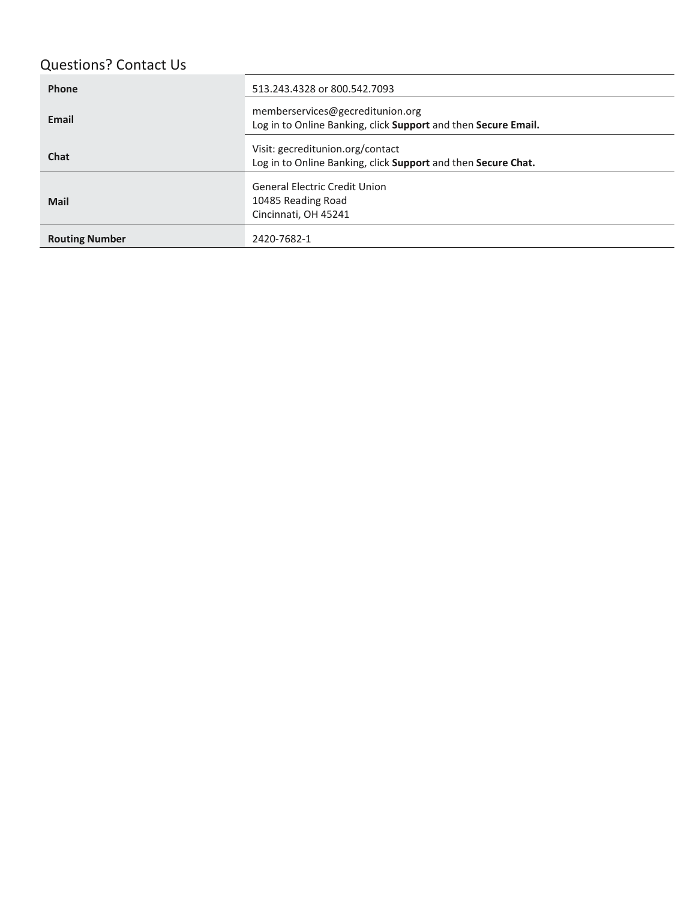## Questions? Contact Us

| | |
|---|---|
| **Phone** | 513.243.4328 or 800.542.7093 |
| **Email** | memberservices@gecreditunion.org<br>Log in to Online Banking, click **Support** and then **Secure Email.** |
| **Chat** | Visit: gecreditunion.org/contact<br>Log in to Online Banking, click **Support** and then **Secure Chat.** |
| **Mail** | General Electric Credit Union<br>10485 Reading Road<br>Cincinnati, OH 45241 |
| **Routing Number** | 2420-7682-1 |